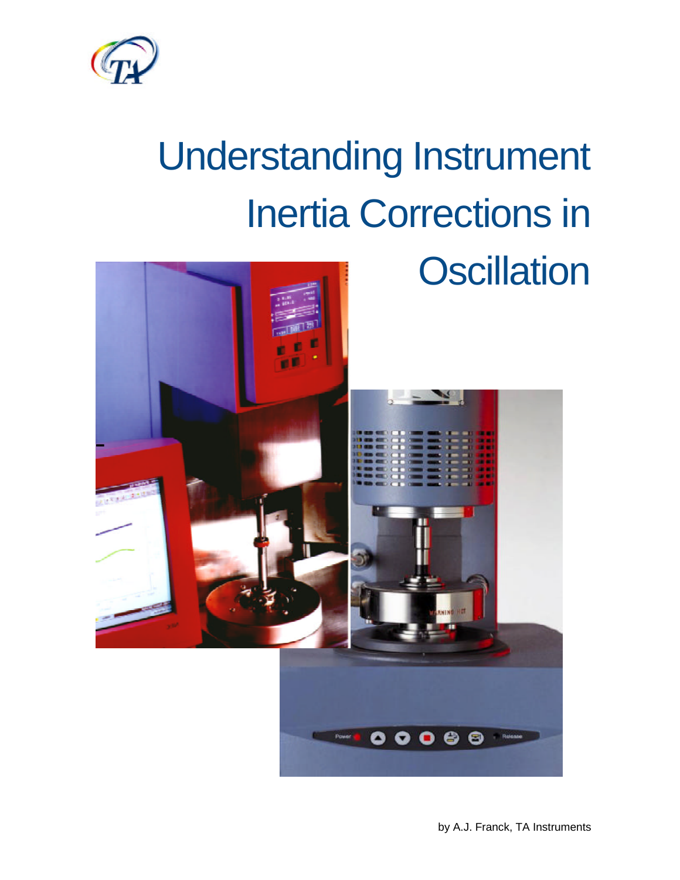# Understanding Instrument Inertia Corrections in Oscillation

by A.J. Franck, TA Instruments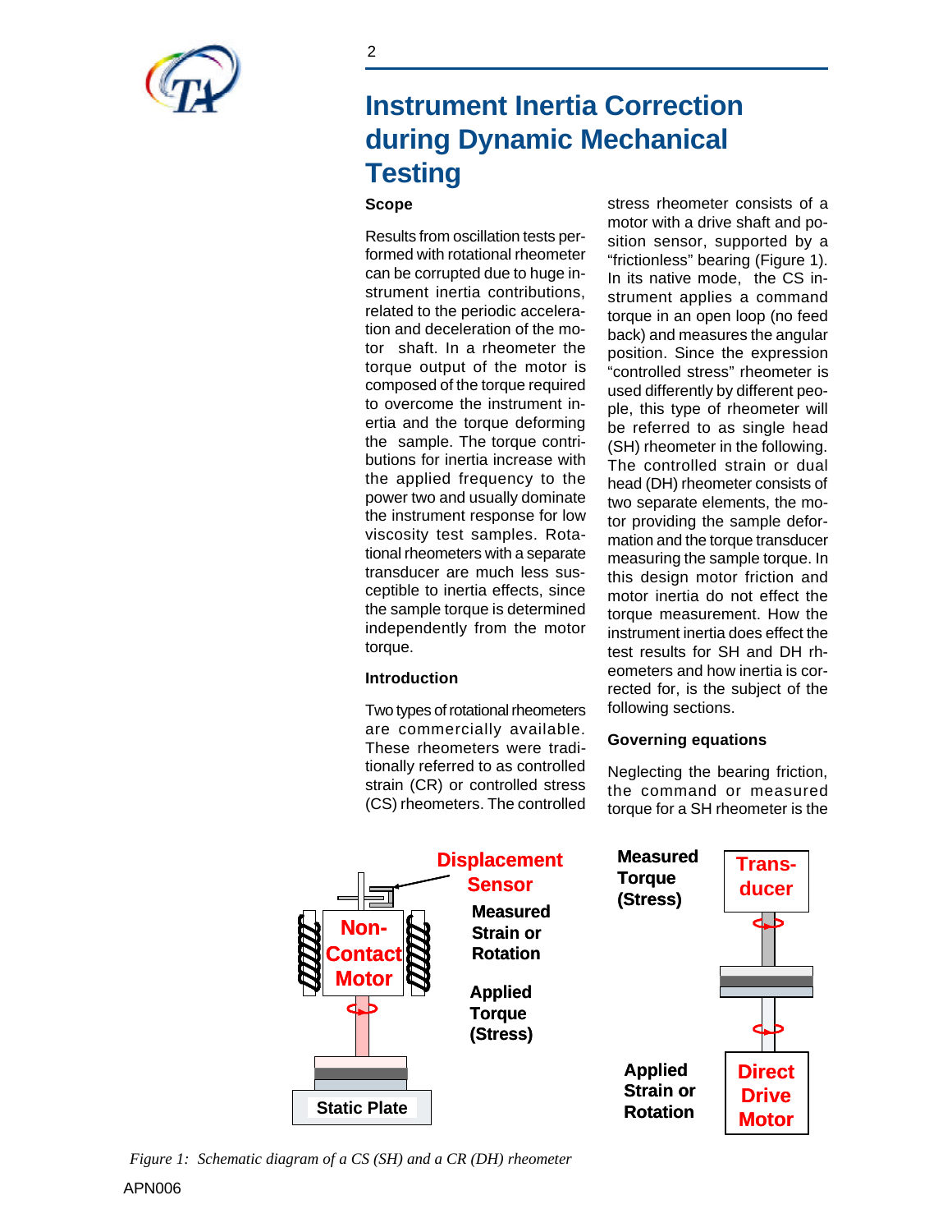# Instrument Inertia Correction during Dynamic Mechanical Testing

## Scope

Results from oscillation tests performed with rotational rheometer can be corrupted due to huge instrument inertia contributions, related to the periodic acceleration and deceleration of the motor shaft. In a rheometer the torque output of the motor is composed of the torque required to overcome the instrument inertia and the torque deforming the sample. The torque contributions for inertia increase with the applied frequency to the power two and usually dominate the instrument response for low viscosity test samples. Rotational rheometers with a separate transducer are much less susceptible to inertia effects, since the sample torque is determined independently from the motor torque.

## Introduction

Two types of rotational rheometers are commercially available. These rheometers were traditionally referred to as controlled strain (CR) or controlled stress (CS) rheometers. The controlled stress rheometer consists of a motor with a drive shaft and position sensor, supported by a "frictionless" bearing (Figure 1). In its native mode, the CS instrument applies a command torque in an open loop (no feed back) and measures the angular position. Since the expression "controlled stress" rheometer is used differently by different people, this type of rheometer will be referred to as single head (SH) rheometer in the following. The controlled strain or dual head (DH) rheometer consists of two separate elements, the motor providing the sample deformation and the torque transducer measuring the sample torque. In this design motor friction and motor inertia do not effect the torque measurement. How the instrument inertia does effect the test results for SH and DH rheometers and how inertia is corrected for, is the subject of the following sections.

## Governing equations

Neglecting the bearing friction, the command or measured torque for a SH rheometer is the

*Figure 1: Schematic diagram of a CS (SH) and a CR (DH) rheometer*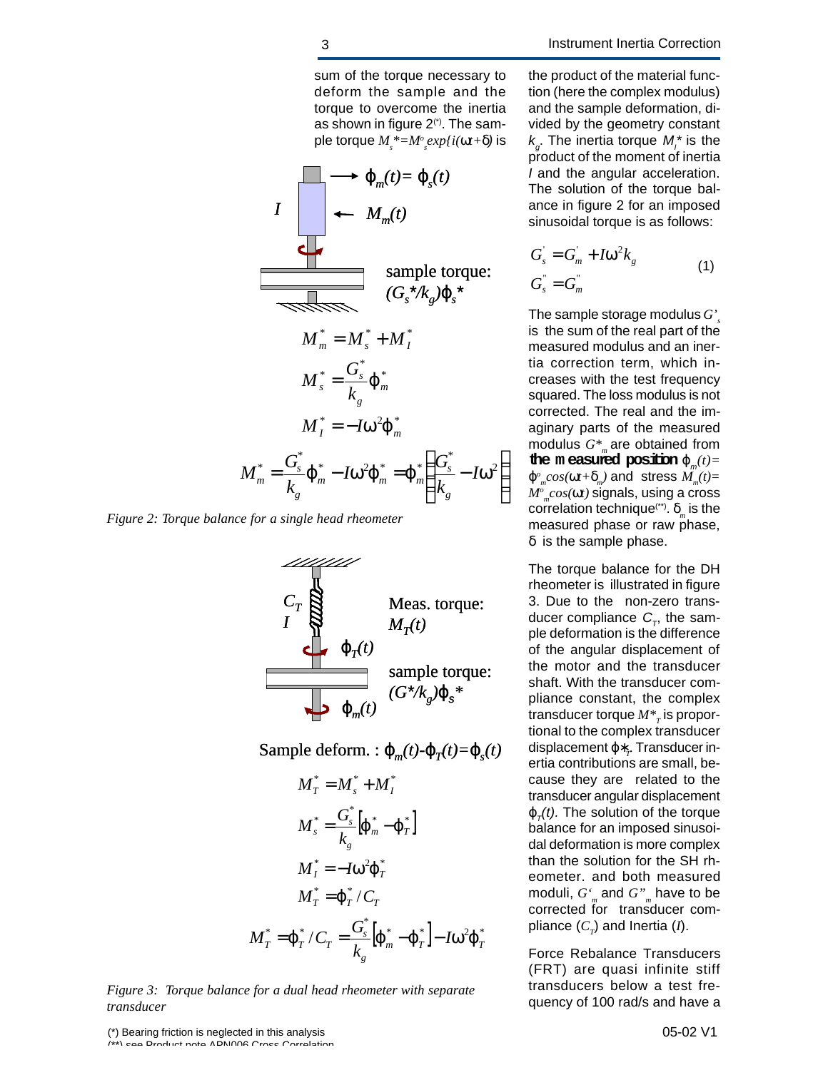sum of the torque necessary to deform the sample and the torque to overcome the inertia as shown in figure 2(*). The sample torque $M_s^* = M_s^o \exp\{i(\omega t + \delta)\}$ is

$$\varphi_m(t) = \varphi_s(t)$$

$I$ $\quad M_m(t)$

sample torque: $(G_s^*/k_g)\varphi_s^*$

$$M_m^* = M_s^* + M_I^*$$

$$M_s^* = \frac{G_s^*}{k_g}\varphi_m^*$$

$$M_I^* = -I\omega^2\varphi_m^*$$

$$M_m^* = \frac{G_s^*}{k_g}\varphi_m^* - I\omega^2\varphi_m^* = \varphi_m^*\left[\frac{G_s^*}{k_g} - I\omega^2\right]$$

*Figure 2: Torque balance for a single head rheometer*

$C_T$, $I$ $\quad$ Meas. torque: $M_T(t)$

$\varphi_T(t)$ $\quad$ sample torque: $(G^*/k_g)\varphi_s^*$

$\varphi_m(t)$

Sample deform. : $\varphi_m(t) - \varphi_T(t) = \varphi_s(t)$

$$M_T^* = M_s^* + M_I^*$$

$$M_s^* = \frac{G_s^*}{k_g}\left[\varphi_m^* - \varphi_T^*\right]$$

$$M_I^* = -I\omega^2\varphi_T^*$$

$$M_T^* = \varphi_T^*/C_T$$

$$M_T^* = \varphi_T^*/C_T = \frac{G_s^*}{k_g}\left[\varphi_m^* - \varphi_T^*\right] - I\omega^2\varphi_T^*$$

*Figure 3: Torque balance for a dual head rheometer with separate transducer*

the product of the material function (here the complex modulus) and the sample deformation, divided by the geometry constant $k_g$. The inertia torque $M_I^*$ is the product of the moment of inertia $I$ and the angular acceleration. The solution of the torque balance in figure 2 for an imposed sinusoidal torque is as follows:

$$G_s^{'} = G_m^{'} + I\omega^2 k_g \qquad (1)$$
$$G_s^{''} = G_m^{''}$$

The sample storage modulus $G'_s$ is the sum of the real part of the measured modulus and an inertia correction term, which increases with the test frequency squared. The loss modulus is not corrected. The real and the imaginary parts of the measured modulus $G^*_m$ are obtained from **the measured position** $\varphi_m(t) = \varphi^o_m \cos(\omega t + \delta_m)$ and stress $M_m(t) = M^o_m \cos(\omega t)$ signals, using a cross correlation technique(**). $\delta_m$ is the measured phase or raw phase, $\delta$ is the sample phase.

The torque balance for the DH rheometer is illustrated in figure 3. Due to the non-zero transducer compliance $C_T$, the sample deformation is the difference of the angular displacement of the motor and the transducer shaft. With the transducer compliance constant, the complex transducer torque $M^*_T$ is proportional to the complex transducer displacement $\varphi^*_T$. Transducer inertia contributions are small, because they are related to the transducer angular displacement $\varphi_T(t)$. The solution of the torque balance for an imposed sinusoidal deformation is more complex than the solution for the SH rheometer. and both measured moduli, $G'_m$ and $G''_m$ have to be corrected for transducer compliance ($C_T$) and Inertia ($I$).

Force Rebalance Transducers (FRT) are quasi infinite stiff transducers below a test frequency of 100 rad/s and have a

(*) Bearing friction is neglected in this analysis

(**) see Product note APN006 Cross Correlation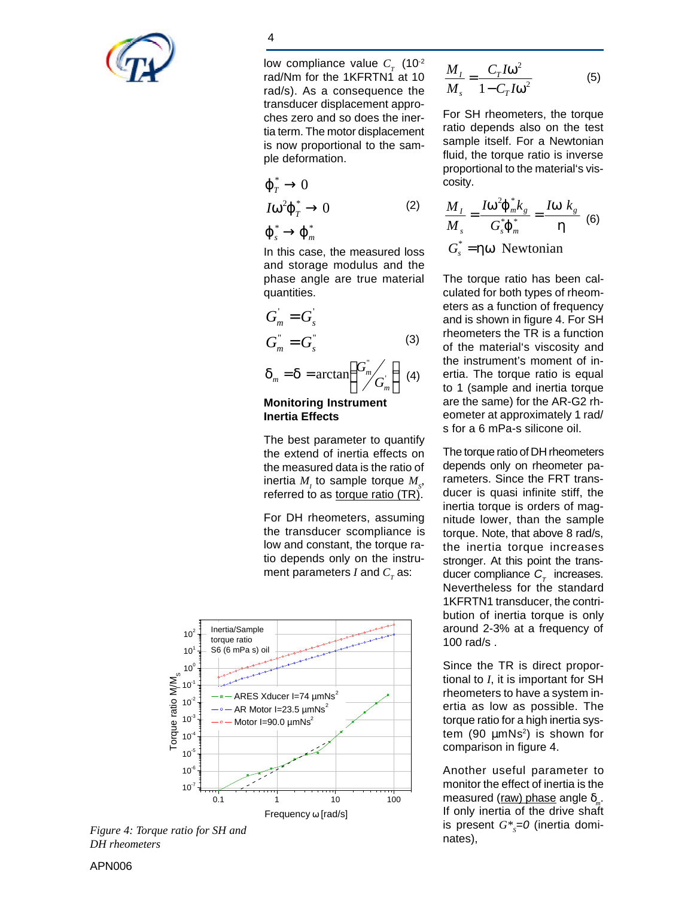low compliance value $C_T$ ($10^{-2}$ rad/Nm for the 1KFRTN1 at 10 rad/s). As a consequence the transducer displacement approaches zero and so does the inertia term. The motor displacement is now proportional to the sample deformation.

$$\varphi_T^* \to 0$$
$$I\omega^2\varphi_T^* \to 0 \quad (2)$$
$$\varphi_s^* \to \varphi_m^*$$

In this case, the measured loss and storage modulus and the phase angle are true material quantities.

$$G_m' = G_s'$$
$$G_m'' = G_s'' \quad (3)$$
$$\delta_m = \delta = \arctan\left(\frac{G_m''}{G_m'}\right) \quad (4)$$

**Monitoring Instrument Inertia Effects**

The best parameter to quantify the extend of inertia effects on the measured data is the ratio of inertia $M_I$ to sample torque $M_S$, referred to as torque ratio (TR).

For DH rheometers, assuming the transducer scompliance is low and constant, the torque ratio depends only on the instrument parameters $I$ and $C_T$ as:

$$\frac{M_I}{M_s} = \frac{C_T I\omega^2}{1 - C_T I\omega^2} \quad (5)$$

For SH rheometers, the torque ratio depends also on the test sample itself. For a Newtonian fluid, the torque ratio is inverse proportional to the material's viscosity.

$$\frac{M_I}{M_s} = \frac{I\omega^2\varphi_m^* k_g}{G_s^*\varphi_m^*} = \frac{I\omega\, k_g}{\eta} \quad (6)$$
$$G_s^* = \eta\omega \text{ Newtonian}$$

The torque ratio has been calculated for both types of rheometers as a function of frequency and is shown in figure 4. For SH rheometers the TR is a function of the material's viscosity and the instrument's moment of inertia. The torque ratio is equal to 1 (sample and inertia torque are the same) for the AR-G2 rheometer at approximately 1 rad/s for a 6 mPa-s silicone oil.

The torque ratio of DH rheometers depends only on rheometer parameters. Since the FRT transducer is quasi infinite stiff, the inertia torque is orders of magnitude lower, than the sample torque. Note, that above 8 rad/s, the inertia torque increases stronger. At this point the transducer compliance $C_T$ increases. Nevertheless for the standard 1KFRTN1 transducer, the contribution of inertia torque is only around 2-3% at a frequency of 100 rad/s .

Since the TR is direct proportional to $I$, it is important for SH rheometers to have a system inertia as low as possible. The torque ratio for a high inertia system (90 µmNs²) is shown for comparison in figure 4.

Another useful parameter to monitor the effect of inertia is the measured (raw) phase angle $\delta_m$. If only inertia of the drive shaft is present $G^*_s=0$ (inertia dominates),

Figure 4: Torque ratio for SH and DH rheometers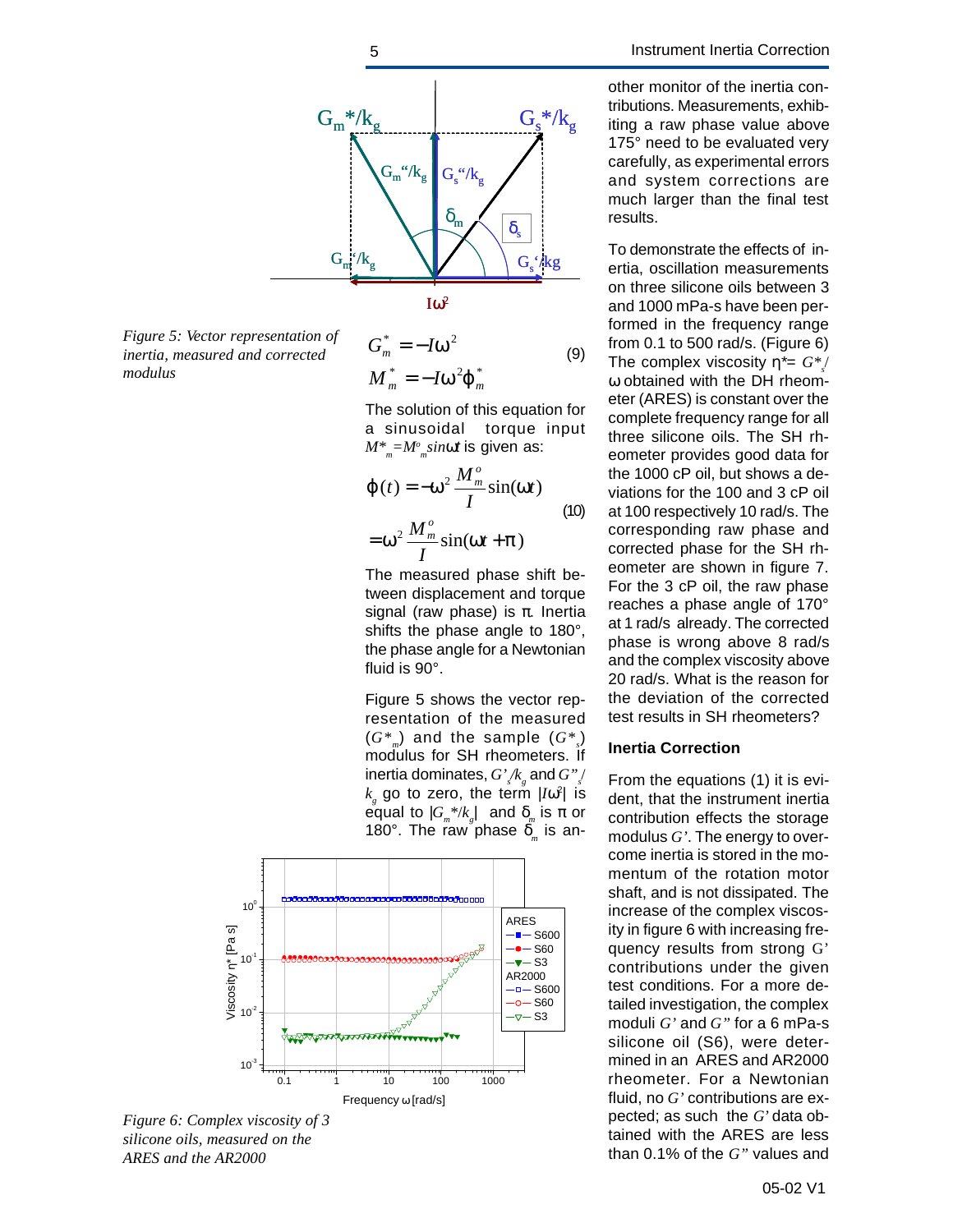Figure 5: Vector representation of inertia, measured and corrected modulus

$$G_m^* = -I\omega^2$$
$$M_m^* = -I\omega^2\varphi_m^* \tag{9}$$

The solution of this equation for a sinusoidal torque input $M^*_m = M^o_m \sin\omega t$ is given as:

$$\varphi(t) = -\omega^2 \frac{M_m^o}{I}\sin(\omega t)$$
$$= \omega^2 \frac{M_m^o}{I}\sin(\omega t + \pi) \tag{10}$$

The measured phase shift between displacement and torque signal (raw phase) is π. Inertia shifts the phase angle to 180°, the phase angle for a Newtonian fluid is 90°.

Figure 5 shows the vector representation of the measured ($G^*_m$) and the sample ($G^*_s$) modulus for SH rheometers. If inertia dominates, $G'_s/k_g$ and $G''_s/k_g$ go to zero, the term $|I\omega^2|$ is equal to $|G_m^*/k_g|$ and $\delta_m$ is π or 180°. The raw phase $\delta_m$ is another monitor of the inertia contributions. Measurements, exhibiting a raw phase value above 175° need to be evaluated very carefully, as experimental errors and system corrections are much larger than the final test results.

Figure 6: Complex viscosity of 3 silicone oils, measured on the ARES and the AR2000

To demonstrate the effects of inertia, oscillation measurements on three silicone oils between 3 and 1000 mPa-s have been performed in the frequency range from 0.1 to 500 rad/s. (Figure 6) The complex viscosity $\eta^* = G^*_s/\omega$ obtained with the DH rheometer (ARES) is constant over the complete frequency range for all three silicone oils. The SH rheometer provides good data for the 1000 cP oil, but shows a deviations for the 100 and 3 cP oil at 100 respectively 10 rad/s. The corresponding raw phase and corrected phase for the SH rheometer are shown in figure 7. For the 3 cP oil, the raw phase reaches a phase angle of 170° at 1 rad/s already. The corrected phase is wrong above 8 rad/s and the complex viscosity above 20 rad/s. What is the reason for the deviation of the corrected test results in SH rheometers?

### Inertia Correction

From the equations (1) it is evident, that the instrument inertia contribution effects the storage modulus $G'$. The energy to overcome inertia is stored in the momentum of the rotation motor shaft, and is not dissipated. The increase of the complex viscosity in figure 6 with increasing frequency results from strong $G'$ contributions under the given test conditions. For a more detailed investigation, the complex moduli $G'$ and $G''$ for a 6 mPa-s silicone oil (S6), were determined in an ARES and AR2000 rheometer. For a Newtonian fluid, no $G'$ contributions are expected; as such the $G'$ data obtained with the ARES are less than 0.1% of the $G''$ values and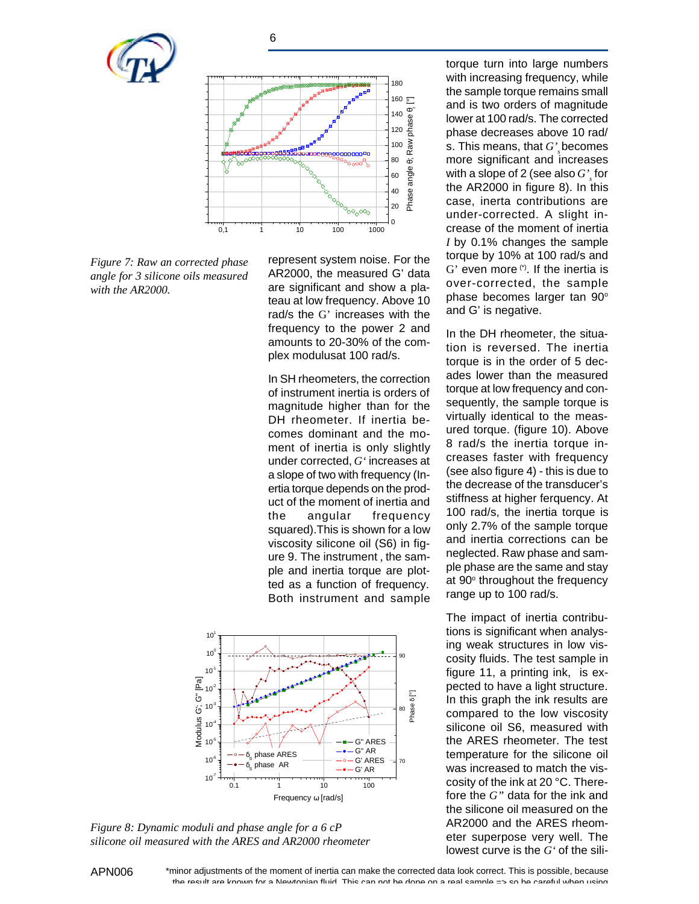*Figure 7: Raw an corrected phase angle for 3 silicone oils measured with the AR2000.*

represent system noise. For the AR2000, the measured G' data are significant and show a plateau at low frequency. Above 10 rad/s the G' increases with the frequency to the power 2 and amounts to 20-30% of the complex modulusat 100 rad/s.

In SH rheometers, the correction of instrument inertia is orders of magnitude higher than for the DH rheometer. If inertia becomes dominant and the moment of inertia is only slightly under corrected, $G'$ increases at a slope of two with frequency (Inertia torque depends on the product of the moment of inertia and the angular frequency squared).This is shown for a low viscosity silicone oil (S6) in figure 9. The instrument , the sample and inertia torque are plotted as a function of frequency. Both instrument and sample torque turn into large numbers with increasing frequency, while the sample torque remains small and is two orders of magnitude lower at 100 rad/s. The corrected phase decreases above 10 rad/s. This means, that $G'_s$ becomes more significant and increases with a slope of 2 (see also $G'_s$ for the AR2000 in figure 8). In this case, inertia contributions are under-corrected. A slight increase of the moment of inertia $I$ by 0.1% changes the sample torque by 10% at 100 rad/s and G' even more [*]. If the inertia is over-corrected, the sample phase becomes larger tan 90° and G' is negative.

In the DH rheometer, the situation is reversed. The inertia torque is in the order of 5 decades lower than the measured torque at low frequency and consequently, the sample torque is virtually identical to the measured torque. (figure 10). Above 8 rad/s the inertia torque increases faster with frequency (see also figure 4) - this is due to the decrease of the transducer's stiffness at higher ferquency. At 100 rad/s, the inertia torque is only 2.7% of the sample torque and inertia corrections can be neglected. Raw phase and sample phase are the same and stay at 90° throughout the frequency range up to 100 rad/s.

*Figure 8: Dynamic moduli and phase angle for a 6 cP silicone oil measured with the ARES and AR2000 rheometer*

The impact of inertia contributions is significant when analysing weak structures in low viscosity fluids. The test sample in figure 11, a printing ink, is expected to have a light structure. In this graph the ink results are compared to the low viscosity silicone oil S6, measured with the ARES rheometer. The test temperature for the silicone oil was increased to match the viscosity of the ink at 20 °C. Therefore the $G''$ data for the ink and the silicone oil measured on the AR2000 and the ARES rheometer superpose very well. The lowest curve is the $G'$ of the sili-

*minor adjustments of the moment of inertia can make the corrected data look correct. This is possible, because the result are known for a Newtonian fluid. This can not be done on a real sample => so be careful when using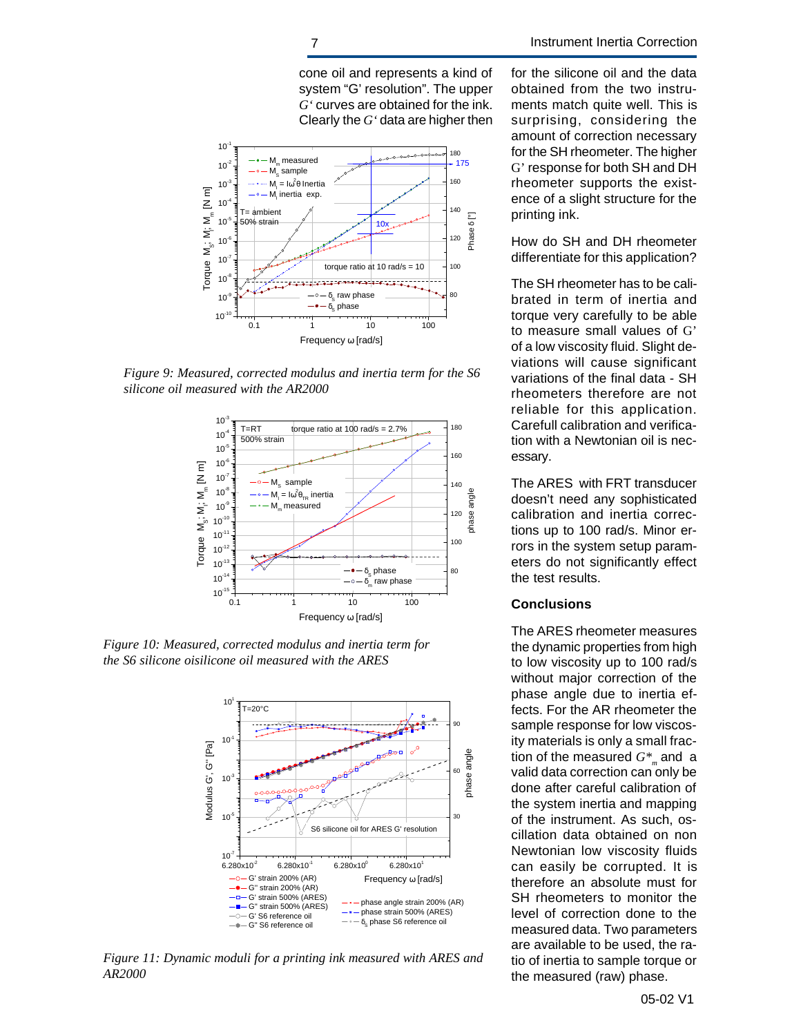cone oil and represents a kind of system "G' resolution". The upper $G'$ curves are obtained for the ink. Clearly the $G'$ data are higher then for the silicone oil and the data obtained from the two instruments match quite well. This is surprising, considering the amount of correction necessary for the SH rheometer. The higher G' response for both SH and DH rheometer supports the existence of a slight structure for the printing ink.

*Figure 9: Measured, corrected modulus and inertia term for the S6 silicone oil measured with the AR2000*

*Figure 10: Measured, corrected modulus and inertia term for the S6 silicone oisilicone oil measured with the ARES*

*Figure 11: Dynamic moduli for a printing ink measured with ARES and AR2000*

How do SH and DH rheometer differentiate for this application?

The SH rheometer has to be calibrated in term of inertia and torque very carefully to be able to measure small values of G' of a low viscosity fluid. Slight deviations will cause significant variations of the final data - SH rheometers therefore are not reliable for this application. Carefull calibration and verification with a Newtonian oil is necessary.

The ARES with FRT transducer doesn't need any sophisticated calibration and inertia corrections up to 100 rad/s. Minor errors in the system setup parameters do not significantly effect the test results.

## Conclusions

The ARES rheometer measures the dynamic properties from high to low viscosity up to 100 rad/s without major correction of the phase angle due to inertia effects. For the AR rheometer the sample response for low viscosity liquids is only a small fraction of the measured $G^*_m$ and a valid data correction can only be done after careful calibration of the system inertia and mapping of the instrument. As such, oscillation data obtained on non Newtonian low viscosity fluids can easily be corrupted. It is therefore an absolute must for SH rheometers to monitor the level of correction done to the measured data. Two parameters are available to be used, the ratio of inertia to sample torque or the measured (raw) phase.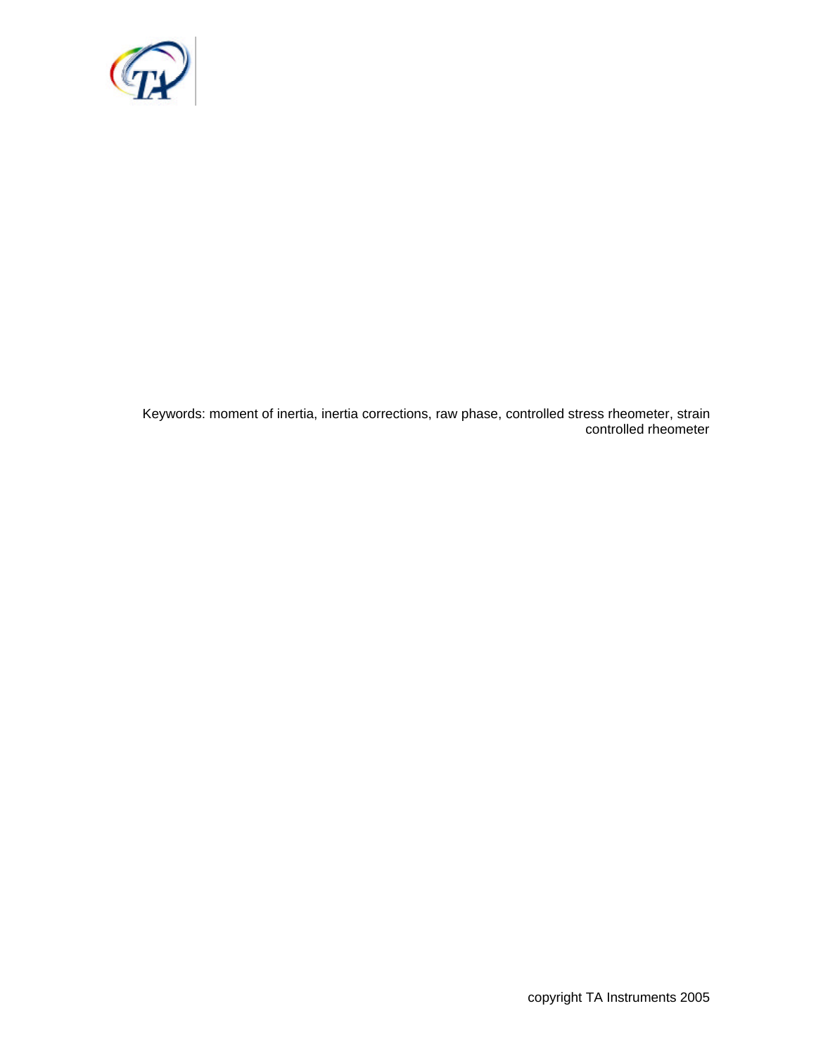Keywords: moment of inertia, inertia corrections, raw phase, controlled stress rheometer, strain controlled rheometer

copyright TA Instruments 2005